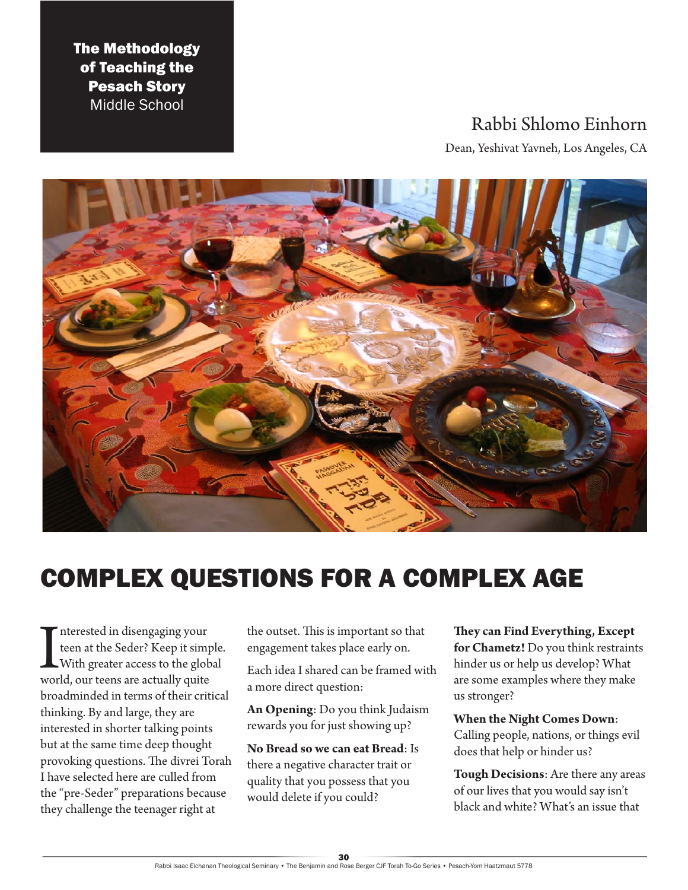**The Methodology of Teaching the Pesach Story**
Middle School

Rabbi Shlomo Einhorn

Dean, Yeshivat Yavneh, Los Angeles, CA

# COMPLEX QUESTIONS FOR A COMPLEX AGE

Interested in disengaging your teen at the Seder? Keep it simple. With greater access to the global world, our teens are actually quite broadminded in terms of their critical thinking. By and large, they are interested in shorter talking points but at the same time deep thought provoking questions. The divrei Torah I have selected here are culled from the "pre-Seder" preparations because they challenge the teenager right at the outset. This is important so that engagement takes place early on.

Each idea I shared can be framed with a more direct question:

**An Opening**: Do you think Judaism rewards you for just showing up?

**No Bread so we can eat Bread**: Is there a negative character trait or quality that you possess that you would delete if you could?

**They can Find Everything, Except for Chametz!** Do you think restraints hinder us or help us develop? What are some examples where they make us stronger?

**When the Night Comes Down**: Calling people, nations, or things evil does that help or hinder us?

**Tough Decisions**: Are there any areas of our lives that you would say isn't black and white? What's an issue that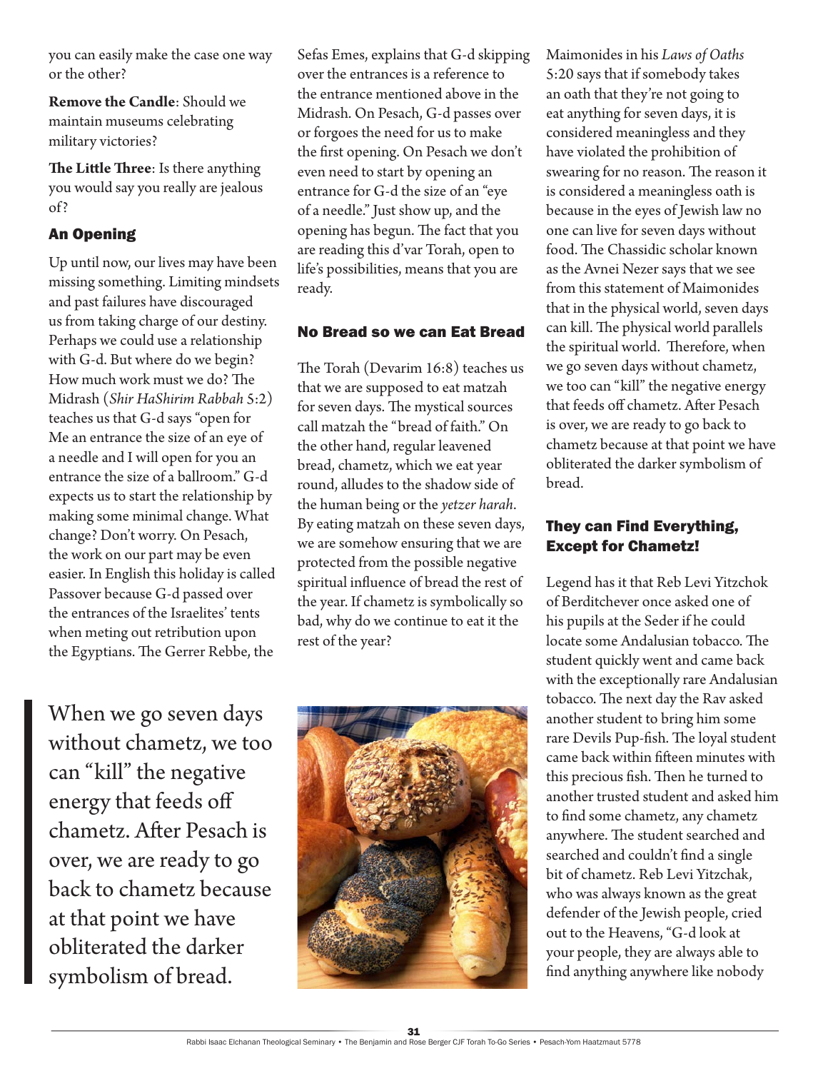you can easily make the case one way or the other?

**Remove the Candle**: Should we maintain museums celebrating military victories?

**The Little Three**: Is there anything you would say you really are jealous of?

### An Opening

Up until now, our lives may have been missing something. Limiting mindsets and past failures have discouraged us from taking charge of our destiny. Perhaps we could use a relationship with G-d. But where do we begin? How much work must we do? The Midrash (*Shir HaShirim Rabbah* 5:2) teaches us that G-d says "open for Me an entrance the size of an eye of a needle and I will open for you an entrance the size of a ballroom." G-d expects us to start the relationship by making some minimal change. What change? Don't worry. On Pesach, the work on our part may be even easier. In English this holiday is called Passover because G-d passed over the entrances of the Israelites' tents when meting out retribution upon the Egyptians. The Gerrer Rebbe, the Sefas Emes, explains that G-d skipping over the entrances is a reference to the entrance mentioned above in the Midrash. On Pesach, G-d passes over or forgoes the need for us to make the first opening. On Pesach we don't even need to start by opening an entrance for G-d the size of an "eye of a needle." Just show up, and the opening has begun. The fact that you are reading this d'var Torah, open to life's possibilities, means that you are ready.

### No Bread so we can Eat Bread

The Torah (Devarim 16:8) teaches us that we are supposed to eat matzah for seven days. The mystical sources call matzah the "bread of faith." On the other hand, regular leavened bread, chametz, which we eat year round, alludes to the shadow side of the human being or the *yetzer harah*. By eating matzah on these seven days, we are somehow ensuring that we are protected from the possible negative spiritual influence of bread the rest of the year. If chametz is symbolically so bad, why do we continue to eat it the rest of the year?

Maimonides in his *Laws of Oaths* 5:20 says that if somebody takes an oath that they're not going to eat anything for seven days, it is considered meaningless and they have violated the prohibition of swearing for no reason. The reason it is considered a meaningless oath is because in the eyes of Jewish law no one can live for seven days without food. The Chassidic scholar known as the Avnei Nezer says that we see from this statement of Maimonides that in the physical world, seven days can kill. The physical world parallels the spiritual world. Therefore, when we go seven days without chametz, we too can "kill" the negative energy that feeds off chametz. After Pesach is over, we are ready to go back to chametz because at that point we have obliterated the darker symbolism of bread.

> When we go seven days without chametz, we too can "kill" the negative energy that feeds off chametz. After Pesach is over, we are ready to go back to chametz because at that point we have obliterated the darker symbolism of bread.

### They can Find Everything, Except for Chametz!

Legend has it that Reb Levi Yitzchok of Berditchever once asked one of his pupils at the Seder if he could locate some Andalusian tobacco. The student quickly went and came back with the exceptionally rare Andalusian tobacco. The next day the Rav asked another student to bring him some rare Devils Pup-fish. The loyal student came back within fifteen minutes with this precious fish. Then he turned to another trusted student and asked him to find some chametz, any chametz anywhere. The student searched and searched and couldn't find a single bit of chametz. Reb Levi Yitzchak, who was always known as the great defender of the Jewish people, cried out to the Heavens, "G-d look at your people, they are always able to find anything anywhere like nobody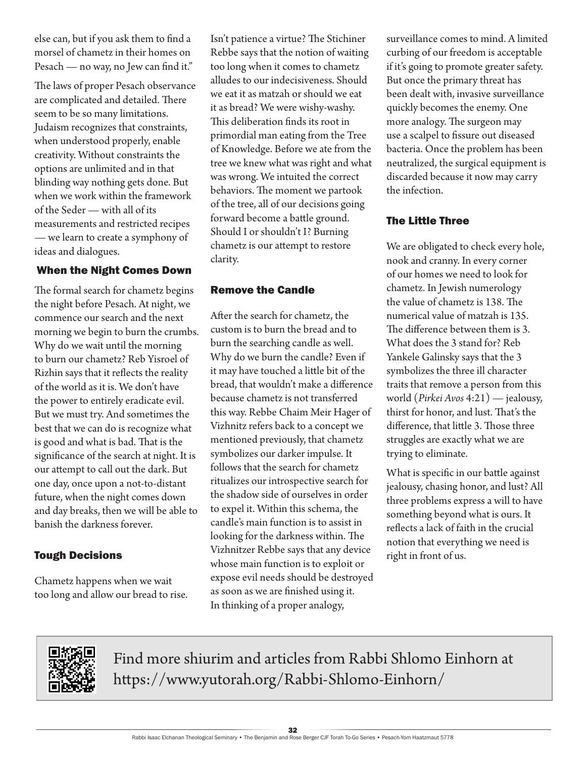else can, but if you ask them to find a morsel of chametz in their homes on Pesach — no way, no Jew can find it."

The laws of proper Pesach observance are complicated and detailed. There seem to be so many limitations. Judaism recognizes that constraints, when understood properly, enable creativity. Without constraints the options are unlimited and in that blinding way nothing gets done. But when we work within the framework of the Seder — with all of its measurements and restricted recipes — we learn to create a symphony of ideas and dialogues.

### When the Night Comes Down

The formal search for chametz begins the night before Pesach. At night, we commence our search and the next morning we begin to burn the crumbs. Why do we wait until the morning to burn our chametz? Reb Yisroel of Rizhin says that it reflects the reality of the world as it is. We don't have the power to entirely eradicate evil. But we must try. And sometimes the best that we can do is recognize what is good and what is bad. That is the significance of the search at night. It is our attempt to call out the dark. But one day, once upon a not-to-distant future, when the night comes down and day breaks, then we will be able to banish the darkness forever.

### Tough Decisions

Chametz happens when we wait too long and allow our bread to rise. Isn't patience a virtue? The Stichiner Rebbe says that the notion of waiting too long when it comes to chametz alludes to our indecisiveness. Should we eat it as matzah or should we eat it as bread? We were wishy-washy. This deliberation finds its root in primordial man eating from the Tree of Knowledge. Before we ate from the tree we knew what was right and what was wrong. We intuited the correct behaviors. The moment we partook of the tree, all of our decisions going forward become a battle ground. Should I or shouldn't I? Burning chametz is our attempt to restore clarity.

### Remove the Candle

After the search for chametz, the custom is to burn the bread and to burn the searching candle as well. Why do we burn the candle? Even if it may have touched a little bit of the bread, that wouldn't make a difference because chametz is not transferred this way. Rebbe Chaim Meir Hager of Vizhnitz refers back to a concept we mentioned previously, that chametz symbolizes our darker impulse. It follows that the search for chametz ritualizes our introspective search for the shadow side of ourselves in order to expel it. Within this schema, the candle's main function is to assist in looking for the darkness within. The Vizhnitzer Rebbe says that any device whose main function is to exploit or expose evil needs should be destroyed as soon as we are finished using it. In thinking of a proper analogy, surveillance comes to mind. A limited curbing of our freedom is acceptable if it's going to promote greater safety. But once the primary threat has been dealt with, invasive surveillance quickly becomes the enemy. One more analogy. The surgeon may use a scalpel to fissure out diseased bacteria. Once the problem has been neutralized, the surgical equipment is discarded because it now may carry the infection.

### The Little Three

We are obligated to check every hole, nook and cranny. In every corner of our homes we need to look for chametz. In Jewish numerology the value of chametz is 138. The numerical value of matzah is 135. The difference between them is 3. What does the 3 stand for? Reb Yankele Galinsky says that the 3 symbolizes the three ill character traits that remove a person from this world (*Pirkei Avos* 4:21) — jealousy, thirst for honor, and lust. That's the difference, that little 3. Those three struggles are exactly what we are trying to eliminate.

What is specific in our battle against jealousy, chasing honor, and lust? All three problems express a will to have something beyond what is ours. It reflects a lack of faith in the crucial notion that everything we need is right in front of us.

Find more shiurim and articles from Rabbi Shlomo Einhorn at https://www.yutorah.org/Rabbi-Shlomo-Einhorn/